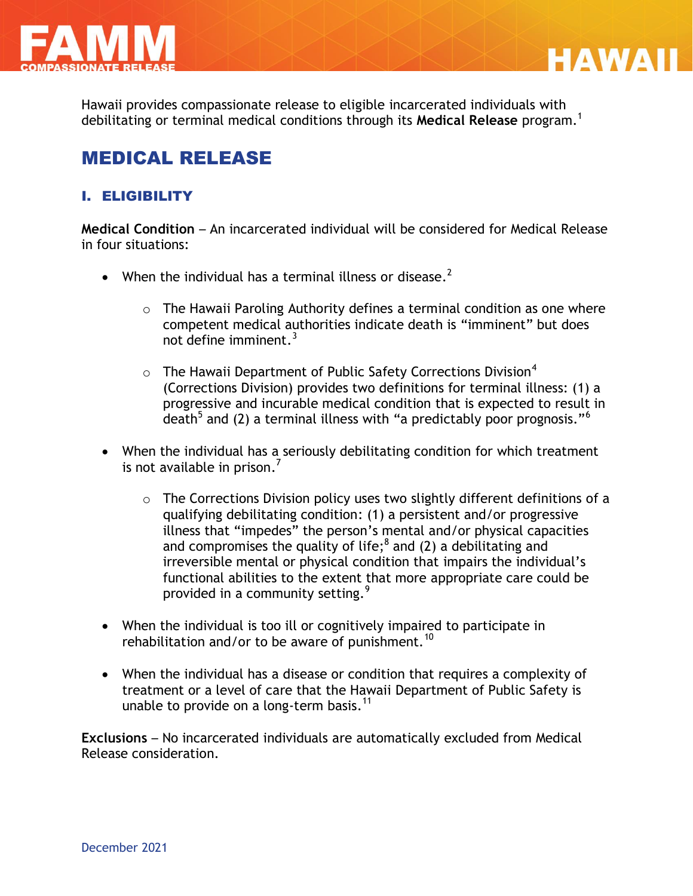# FAMM COMPASSIONATE RELEASE — HAWAII

Hawaii provides compassionate release to eligible incarcerated individuals with debilitating or terminal medical conditions through its **Medical Release** program.[1]

## MEDICAL RELEASE

### I. ELIGIBILITY

**Medical Condition** – An incarcerated individual will be considered for Medical Release in four situations:

- When the individual has a terminal illness or disease.[2]
  - The Hawaii Paroling Authority defines a terminal condition as one where competent medical authorities indicate death is "imminent" but does not define imminent.[3]
  - The Hawaii Department of Public Safety Corrections Division[4] (Corrections Division) provides two definitions for terminal illness: (1) a progressive and incurable medical condition that is expected to result in death[5] and (2) a terminal illness with "a predictably poor prognosis."[6]
- When the individual has a seriously debilitating condition for which treatment is not available in prison.[7]
  - The Corrections Division policy uses two slightly different definitions of a qualifying debilitating condition: (1) a persistent and/or progressive illness that "impedes" the person's mental and/or physical capacities and compromises the quality of life;[8] and (2) a debilitating and irreversible mental or physical condition that impairs the individual's functional abilities to the extent that more appropriate care could be provided in a community setting.[9]
- When the individual is too ill or cognitively impaired to participate in rehabilitation and/or to be aware of punishment.[10]
- When the individual has a disease or condition that requires a complexity of treatment or a level of care that the Hawaii Department of Public Safety is unable to provide on a long-term basis.[11]

**Exclusions** – No incarcerated individuals are automatically excluded from Medical Release consideration.

December 2021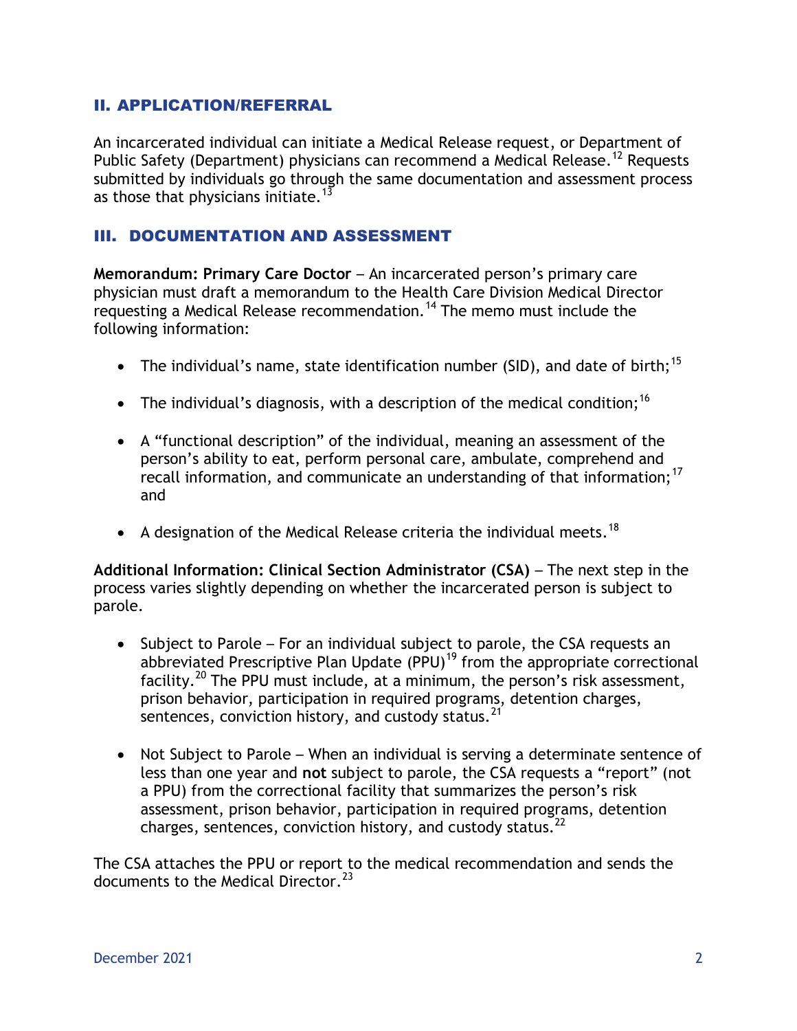## II. APPLICATION/REFERRAL

An incarcerated individual can initiate a Medical Release request, or Department of Public Safety (Department) physicians can recommend a Medical Release.[12] Requests submitted by individuals go through the same documentation and assessment process as those that physicians initiate.[13]

## III. DOCUMENTATION AND ASSESSMENT

**Memorandum: Primary Care Doctor** – An incarcerated person's primary care physician must draft a memorandum to the Health Care Division Medical Director requesting a Medical Release recommendation.[14] The memo must include the following information:

- The individual's name, state identification number (SID), and date of birth;[15]
- The individual's diagnosis, with a description of the medical condition;[16]
- A "functional description" of the individual, meaning an assessment of the person's ability to eat, perform personal care, ambulate, comprehend and recall information, and communicate an understanding of that information;[17] and
- A designation of the Medical Release criteria the individual meets.[18]

**Additional Information: Clinical Section Administrator (CSA)** – The next step in the process varies slightly depending on whether the incarcerated person is subject to parole.

- Subject to Parole – For an individual subject to parole, the CSA requests an abbreviated Prescriptive Plan Update (PPU)[19] from the appropriate correctional facility.[20] The PPU must include, at a minimum, the person's risk assessment, prison behavior, participation in required programs, detention charges, sentences, conviction history, and custody status.[21]
- Not Subject to Parole – When an individual is serving a determinate sentence of less than one year and **not** subject to parole, the CSA requests a "report" (not a PPU) from the correctional facility that summarizes the person's risk assessment, prison behavior, participation in required programs, detention charges, sentences, conviction history, and custody status.[22]

The CSA attaches the PPU or report to the medical recommendation and sends the documents to the Medical Director.[23]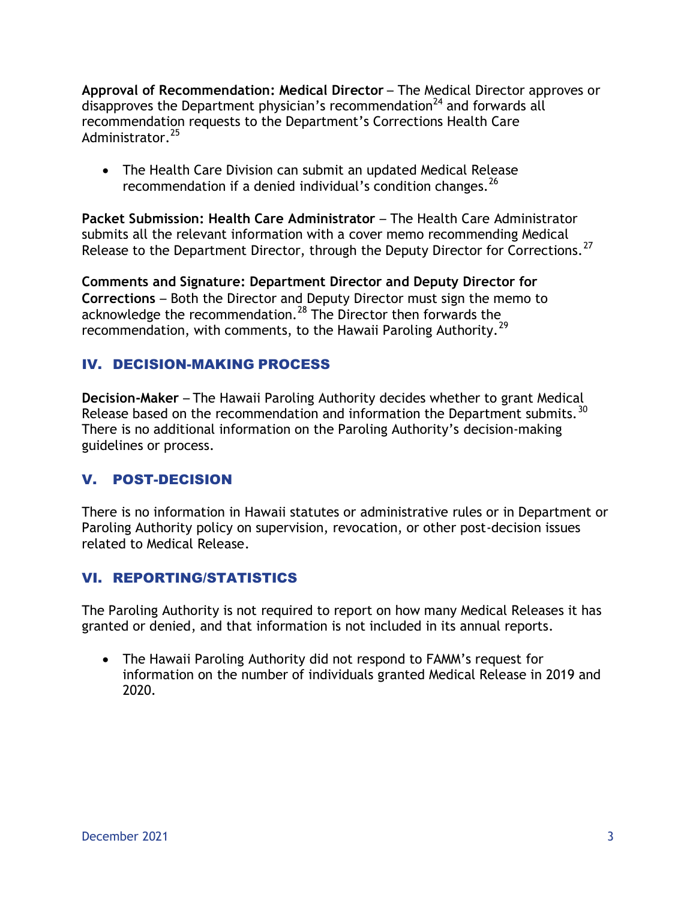**Approval of Recommendation: Medical Director** – The Medical Director approves or disapproves the Department physician's recommendation[24] and forwards all recommendation requests to the Department's Corrections Health Care Administrator.[25]

- The Health Care Division can submit an updated Medical Release recommendation if a denied individual's condition changes.[26]

**Packet Submission: Health Care Administrator** – The Health Care Administrator submits all the relevant information with a cover memo recommending Medical Release to the Department Director, through the Deputy Director for Corrections.[27]

**Comments and Signature: Department Director and Deputy Director for Corrections** – Both the Director and Deputy Director must sign the memo to acknowledge the recommendation.[28] The Director then forwards the recommendation, with comments, to the Hawaii Paroling Authority.[29]

## IV. DECISION-MAKING PROCESS

**Decision-Maker** – The Hawaii Paroling Authority decides whether to grant Medical Release based on the recommendation and information the Department submits.[30] There is no additional information on the Paroling Authority's decision-making guidelines or process.

## V. POST-DECISION

There is no information in Hawaii statutes or administrative rules or in Department or Paroling Authority policy on supervision, revocation, or other post-decision issues related to Medical Release.

## VI. REPORTING/STATISTICS

The Paroling Authority is not required to report on how many Medical Releases it has granted or denied, and that information is not included in its annual reports.

- The Hawaii Paroling Authority did not respond to FAMM's request for information on the number of individuals granted Medical Release in 2019 and 2020.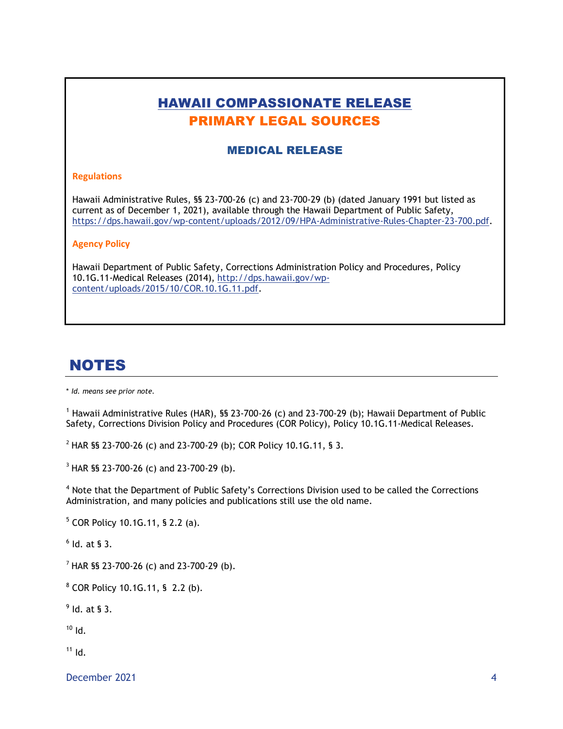## HAWAII COMPASSIONATE RELEASE
## PRIMARY LEGAL SOURCES

### MEDICAL RELEASE

**Regulations**

Hawaii Administrative Rules, §§ 23-700-26 (c) and 23-700-29 (b) (dated January 1991 but listed as current as of December 1, 2021), available through the Hawaii Department of Public Safety, https://dps.hawaii.gov/wp-content/uploads/2012/09/HPA-Administrative-Rules-Chapter-23-700.pdf.

**Agency Policy**

Hawaii Department of Public Safety, Corrections Administration Policy and Procedures, Policy 10.1G.11-Medical Releases (2014), http://dps.hawaii.gov/wp-content/uploads/2015/10/COR.10.1G.11.pdf.

# NOTES

\* *Id. means see prior note.*

[1] Hawaii Administrative Rules (HAR), §§ 23-700-26 (c) and 23-700-29 (b); Hawaii Department of Public Safety, Corrections Division Policy and Procedures (COR Policy), Policy 10.1G.11-Medical Releases.

[2] HAR §§ 23-700-26 (c) and 23-700-29 (b); COR Policy 10.1G.11, § 3.

[3] HAR §§ 23-700-26 (c) and 23-700-29 (b).

[4] Note that the Department of Public Safety's Corrections Division used to be called the Corrections Administration, and many policies and publications still use the old name.

[5] COR Policy 10.1G.11, § 2.2 (a).

[6] Id. at § 3.

[7] HAR §§ 23-700-26 (c) and 23-700-29 (b).

[8] COR Policy 10.1G.11, § 2.2 (b).

[9] Id. at § 3.

[10] Id.

[11] Id.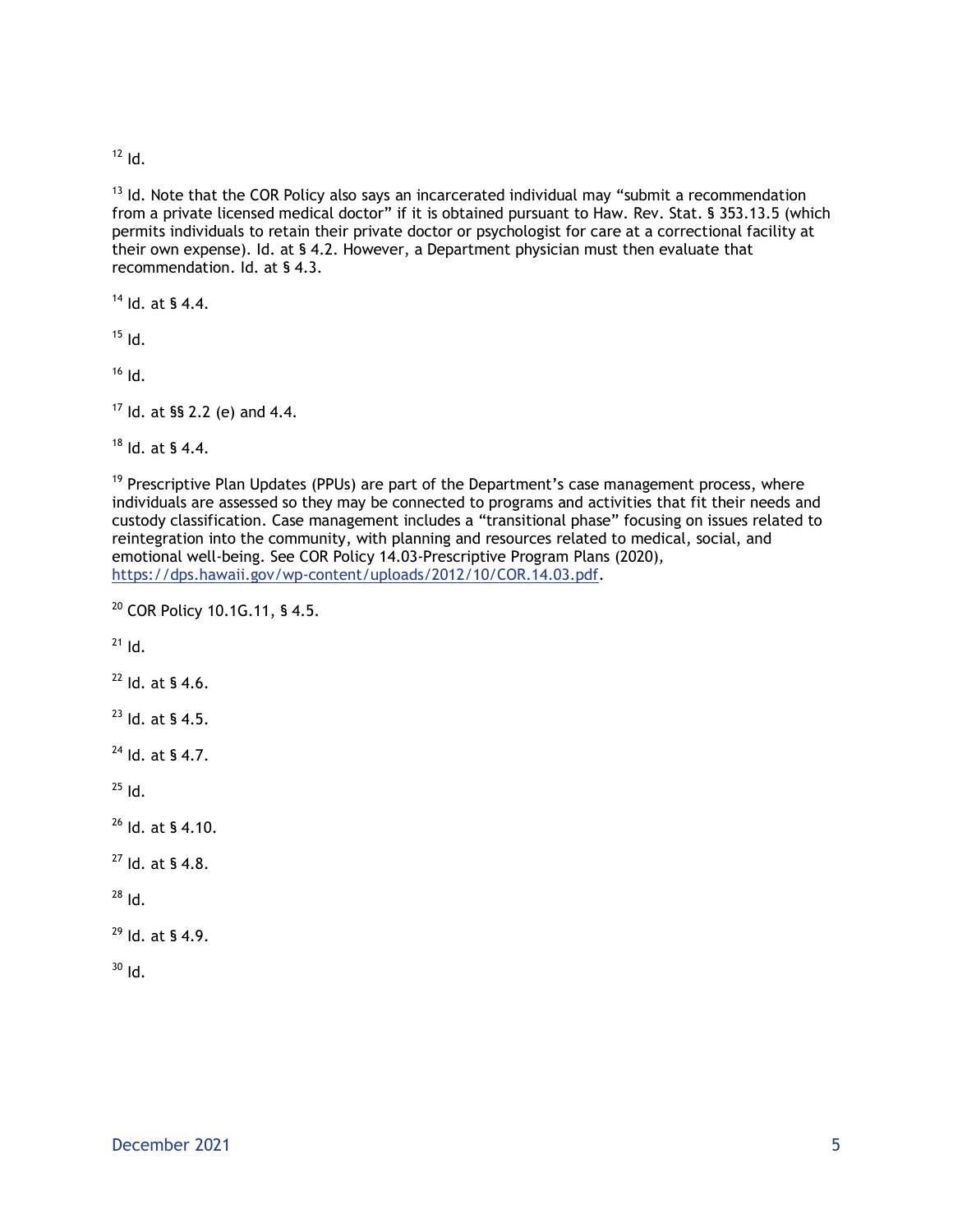[12] Id.

[13] Id. Note that the COR Policy also says an incarcerated individual may "submit a recommendation from a private licensed medical doctor" if it is obtained pursuant to Haw. Rev. Stat. § 353.13.5 (which permits individuals to retain their private doctor or psychologist for care at a correctional facility at their own expense). Id. at § 4.2. However, a Department physician must then evaluate that recommendation. Id. at § 4.3.

[14] Id. at § 4.4.

[15] Id.

[16] Id.

[17] Id. at §§ 2.2 (e) and 4.4.

[18] Id. at § 4.4.

[19] Prescriptive Plan Updates (PPUs) are part of the Department's case management process, where individuals are assessed so they may be connected to programs and activities that fit their needs and custody classification. Case management includes a "transitional phase" focusing on issues related to reintegration into the community, with planning and resources related to medical, social, and emotional well-being. See COR Policy 14.03-Prescriptive Program Plans (2020), https://dps.hawaii.gov/wp-content/uploads/2012/10/COR.14.03.pdf.

[20] COR Policy 10.1G.11, § 4.5.

[21] Id.

[22] Id. at § 4.6.

[23] Id. at § 4.5.

[24] Id. at § 4.7.

[25] Id.

[26] Id. at § 4.10.

[27] Id. at § 4.8.

[28] Id.

[29] Id. at § 4.9.

[30] Id.